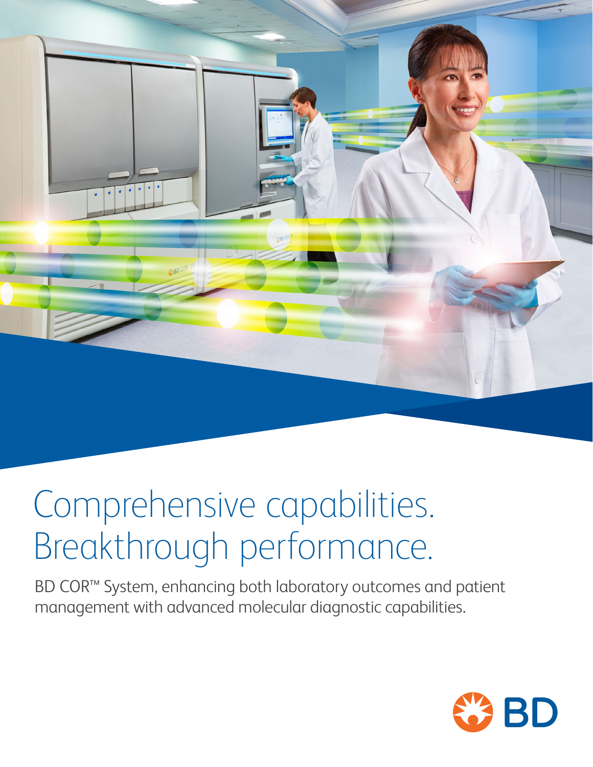# Comprehensive capabilities. Breakthrough performance.

BD COR™ System, enhancing both laboratory outcomes and patient management with advanced molecular diagnostic capabilities.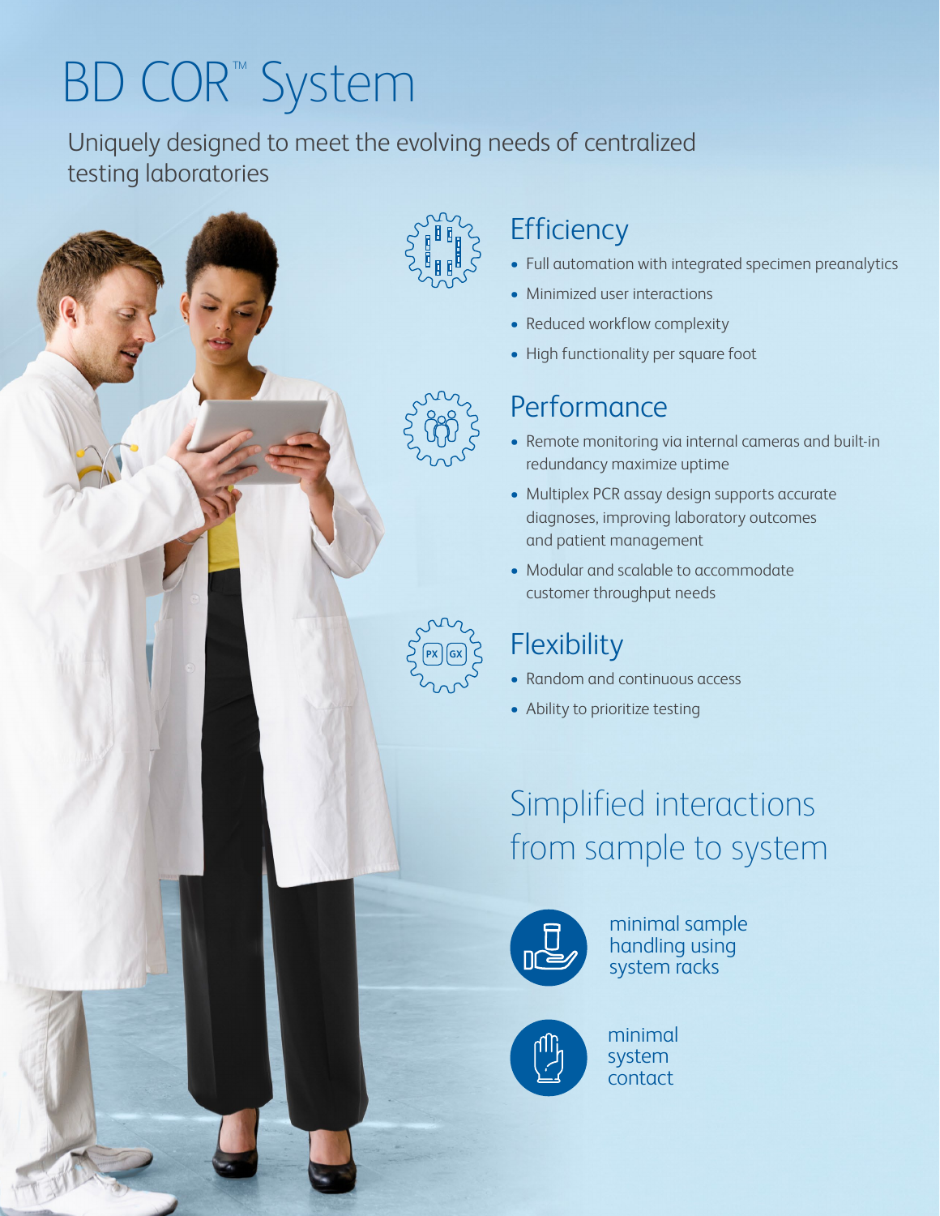# BD COR™ System

Uniquely designed to meet the evolving needs of centralized testing laboratories

## Efficiency

- Full automation with integrated specimen preanalytics
- Minimized user interactions
- Reduced workflow complexity
- High functionality per square foot

## Performance

- Remote monitoring via internal cameras and built-in redundancy maximize uptime
- Multiplex PCR assay design supports accurate diagnoses, improving laboratory outcomes and patient management
- Modular and scalable to accommodate customer throughput needs

## Flexibility

- Random and continuous access
- Ability to prioritize testing

## Simplified interactions from sample to system

minimal sample handling using system racks

minimal system contact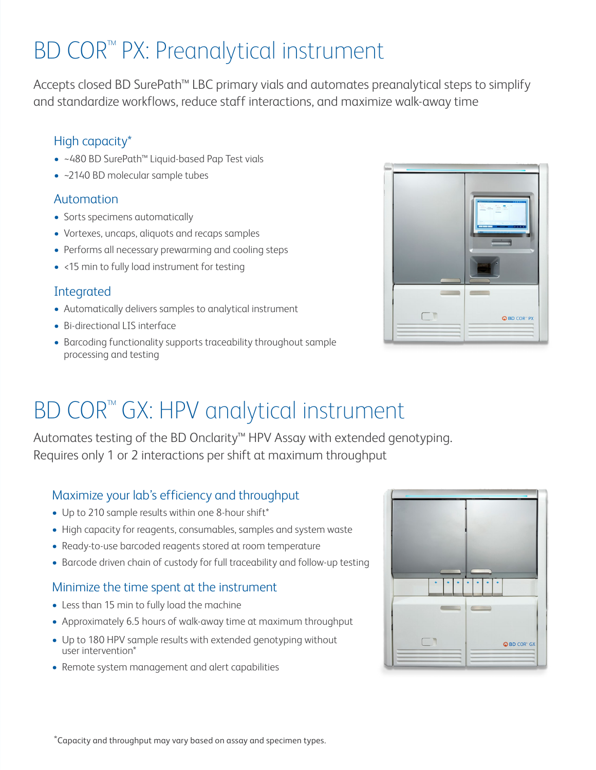# BD COR™ PX: Preanalytical instrument

Accepts closed BD SurePath™ LBC primary vials and automates preanalytical steps to simplify and standardize workflows, reduce staff interactions, and maximize walk-away time

### High capacity*

- ~480 BD SurePath™ Liquid-based Pap Test vials
- ~2140 BD molecular sample tubes

### Automation

- Sorts specimens automatically
- Vortexes, uncaps, aliquots and recaps samples
- Performs all necessary prewarming and cooling steps
- <15 min to fully load instrument for testing

### Integrated

- Automatically delivers samples to analytical instrument
- Bi-directional LIS interface
- Barcoding functionality supports traceability throughout sample processing and testing

# BD COR™ GX: HPV analytical instrument

Automates testing of the BD Onclarity™ HPV Assay with extended genotyping. Requires only 1 or 2 interactions per shift at maximum throughput

### Maximize your lab's efficiency and throughput

- Up to 210 sample results within one 8-hour shift*
- High capacity for reagents, consumables, samples and system waste
- Ready-to-use barcoded reagents stored at room temperature
- Barcode driven chain of custody for full traceability and follow-up testing

### Minimize the time spent at the instrument

- Less than 15 min to fully load the machine
- Approximately 6.5 hours of walk-away time at maximum throughput
- Up to 180 HPV sample results with extended genotyping without user intervention*
- Remote system management and alert capabilities

*Capacity and throughput may vary based on assay and specimen types.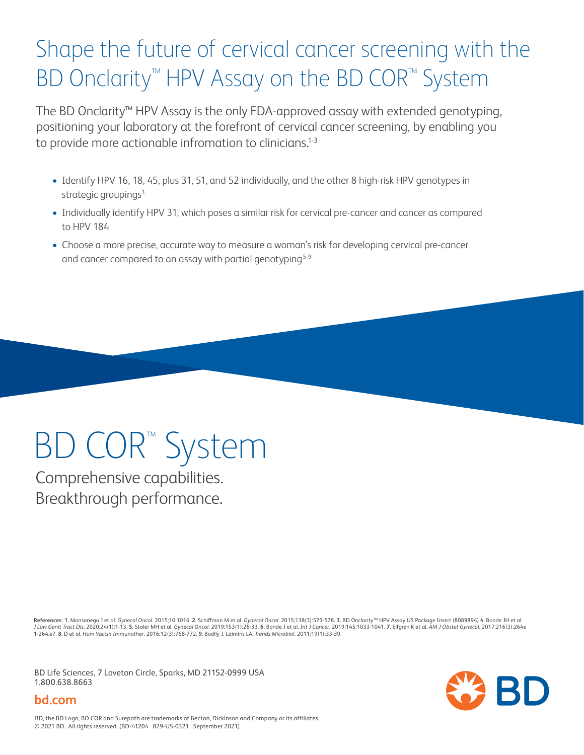# Shape the future of cervical cancer screening with the BD Onclarity™ HPV Assay on the BD COR™ System

The BD Onclarity™ HPV Assay is the only FDA-approved assay with extended genotyping, positioning your laboratory at the forefront of cervical cancer screening, by enabling you to provide more actionable infromation to clinicians.[1-3]

- Identify HPV 16, 18, 45, plus 31, 51, and 52 individually, and the other 8 high-risk HPV genotypes in strategic groupings[3]
- Individually identify HPV 31, which poses a similar risk for cervical pre-cancer and cancer as compared to HPV 184
- Choose a more precise, accurate way to measure a woman's risk for developing cervical pre-cancer and cancer compared to an assay with partial genotyping[5-9]

# BD COR™ System

Comprehensive capabilities.
Breakthrough performance.

**References: 1**. Monsonego J et al. *Gynecol Oncol*. 2015;10:1016. **2.** Schiffman M et al. *Gynecol Oncol*. 2015;138(3):573-578. **3**. BD Onclarity™ HPV Assay US Package Insert (8089894) **4.** Bonde JH et al. *J Low Genit Tract Dis*. 2020;24(1):1-13. **5.** Stoler MH et al. *Gynecol Oncol*. 2019;153(1):26-33. **6.** Bonde J et al. *Int J Cancer*. 2019;145:1033-1041. **7**. Elfgren K et al. *AM J Obstet Gynecol*. 2017;216(3):264e 1-264.e7. **8**. D et al. *Hum Vaccin Immunother*. 2016;12(3):768-772. **9**. Bodily J, Laimins LA. *Trends Microbiol*. 2011;19(1):33-39.

BD Life Sciences, 7 Loveton Circle, Sparks, MD 21152-0999 USA
1.800.638.8663

**bd.com**

BD

BD, the BD Logo, BD COR and Surepath are trademarks of Becton, Dickinson and Company or its affiliates.
© 2021 BD. All rights reserved. (BD-41204 829-US-0321 September 2021)